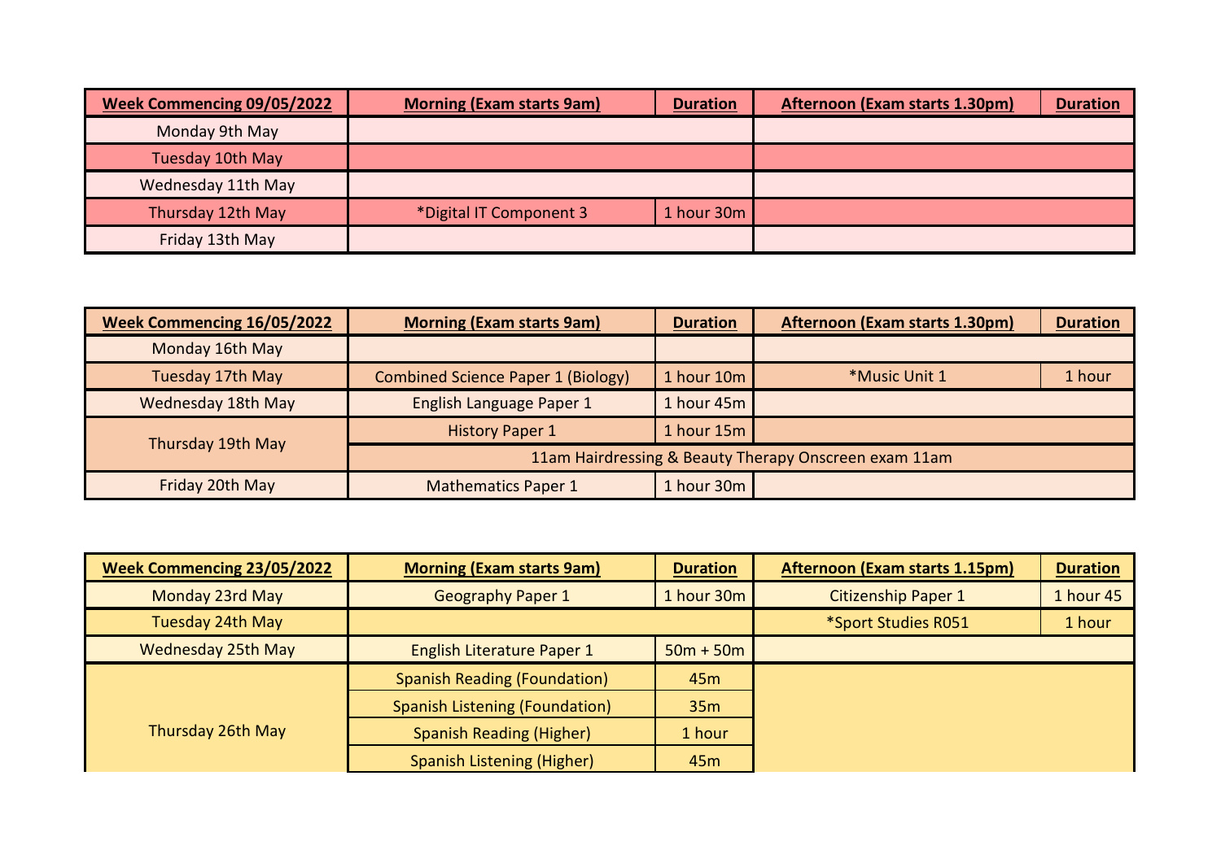| Week Commencing 09/05/2022 | Morning (Exam starts 9am) | Duration | Afternoon (Exam starts 1.30pm) | Duration |
|---|---|---|---|---|
| Monday 9th May | | | | |
| Tuesday 10th May | | | | |
| Wednesday 11th May | | | | |
| Thursday 12th May | *Digital IT Component 3 | 1 hour 30m | | |
| Friday 13th May | | | | |

| Week Commencing 16/05/2022 | Morning (Exam starts 9am) | Duration | Afternoon (Exam starts 1.30pm) | Duration |
|---|---|---|---|---|
| Monday 16th May | | | | |
| Tuesday 17th May | Combined Science Paper 1 (Biology) | 1 hour 10m | *Music Unit 1 | 1 hour |
| Wednesday 18th May | English Language Paper 1 | 1 hour 45m | | |
| Thursday 19th May | History Paper 1 | 1 hour 15m | | |
| | 11am Hairdressing & Beauty Therapy Onscreen exam 11am | | | |
| Friday 20th May | Mathematics Paper 1 | 1 hour 30m | | |

| Week Commencing 23/05/2022 | Morning (Exam starts 9am) | Duration | Afternoon (Exam starts 1.15pm) | Duration |
|---|---|---|---|---|
| Monday 23rd May | Geography Paper 1 | 1 hour 30m | Citizenship Paper 1 | 1 hour 45 |
| Tuesday 24th May | | | *Sport Studies R051 | 1 hour |
| Wednesday 25th May | English Literature Paper 1 | 50m + 50m | | |
| Thursday 26th May | Spanish Reading (Foundation) | 45m | | |
| | Spanish Listening (Foundation) | 35m | | |
| | Spanish Reading (Higher) | 1 hour | | |
| | Spanish Listening (Higher) | 45m | | |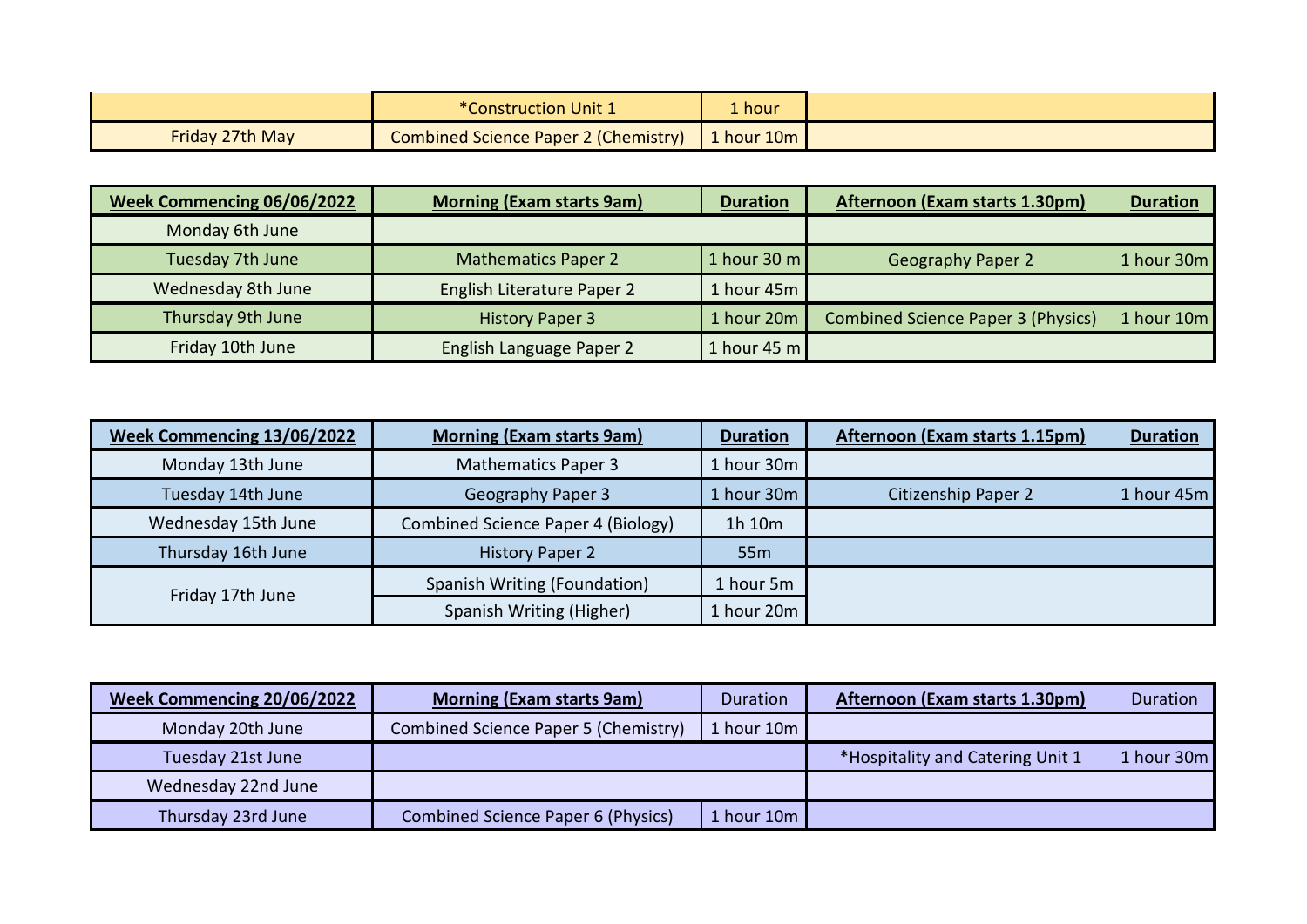| | | | | |
|---|---|---|---|---|
| | *Construction Unit 1 | 1 hour | | |
| Friday 27th May | Combined Science Paper 2 (Chemistry) | 1 hour 10m | | |

| **Week Commencing 06/06/2022** | **Morning (Exam starts 9am)** | **Duration** | **Afternoon (Exam starts 1.30pm)** | **Duration** |
|---|---|---|---|---|
| Monday 6th June | | | | |
| Tuesday 7th June | Mathematics Paper 2 | 1 hour 30 m | Geography Paper 2 | 1 hour 30m |
| Wednesday 8th June | English Literature Paper 2 | 1 hour 45m | | |
| Thursday 9th June | History Paper 3 | 1 hour 20m | Combined Science Paper 3 (Physics) | 1 hour 10m |
| Friday 10th June | English Language Paper 2 | 1 hour 45 m | | |

| **Week Commencing 13/06/2022** | **Morning (Exam starts 9am)** | **Duration** | **Afternoon (Exam starts 1.15pm)** | **Duration** |
|---|---|---|---|---|
| Monday 13th June | Mathematics Paper 3 | 1 hour 30m | | |
| Tuesday 14th June | Geography Paper 3 | 1 hour 30m | Citizenship Paper 2 | 1 hour 45m |
| Wednesday 15th June | Combined Science Paper 4 (Biology) | 1h 10m | | |
| Thursday 16th June | History Paper 2 | 55m | | |
| Friday 17th June | Spanish Writing (Foundation) | 1 hour 5m | | |
| | Spanish Writing (Higher) | 1 hour 20m | | |

| **Week Commencing 20/06/2022** | **Morning (Exam starts 9am)** | Duration | **Afternoon (Exam starts 1.30pm)** | Duration |
|---|---|---|---|---|
| Monday 20th June | Combined Science Paper 5 (Chemistry) | 1 hour 10m | | |
| Tuesday 21st June | | | *Hospitality and Catering Unit 1 | 1 hour 30m |
| Wednesday 22nd June | | | | |
| Thursday 23rd June | Combined Science Paper 6 (Physics) | 1 hour 10m | | |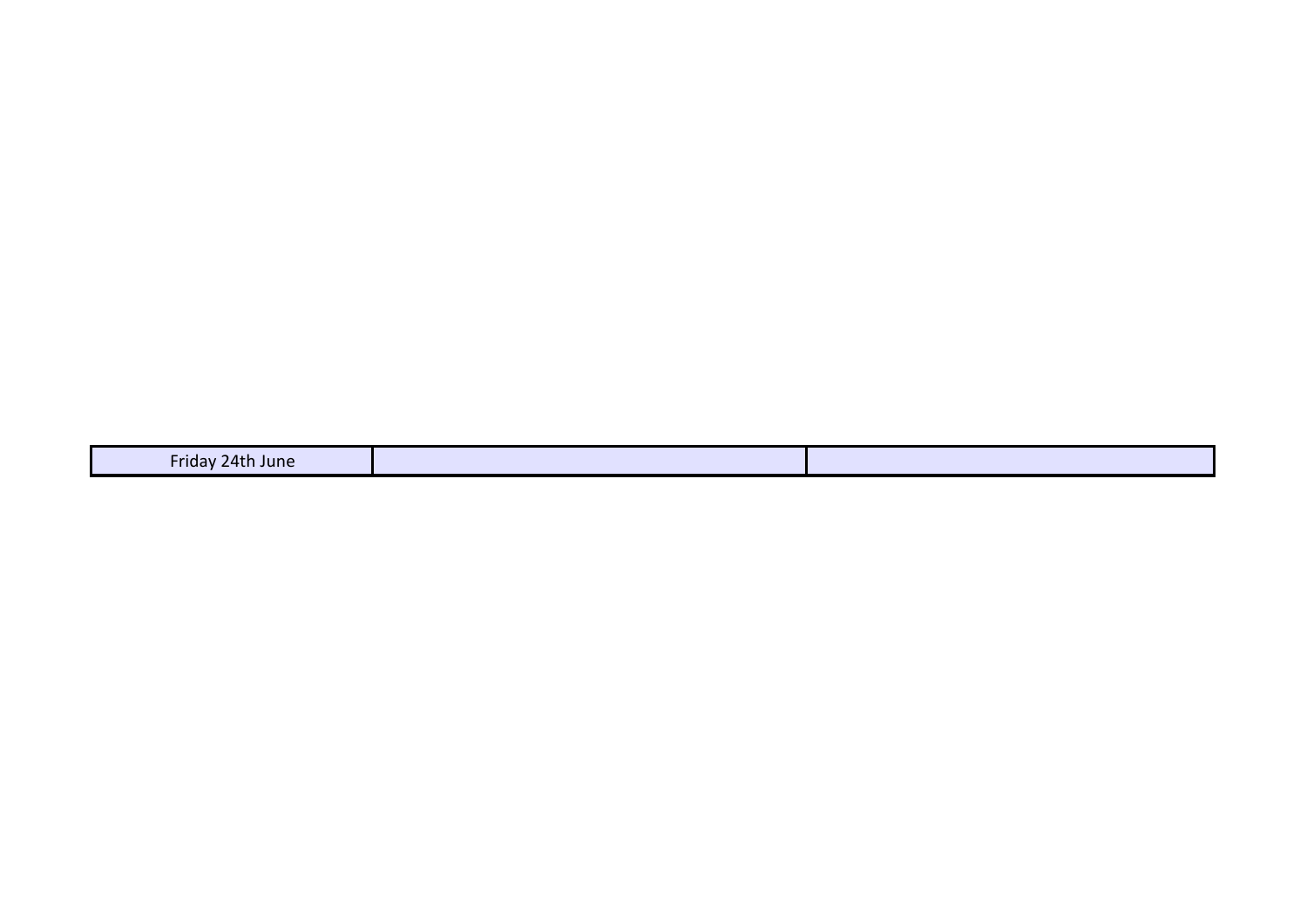| Friday 24th June | | |
|---|---|---|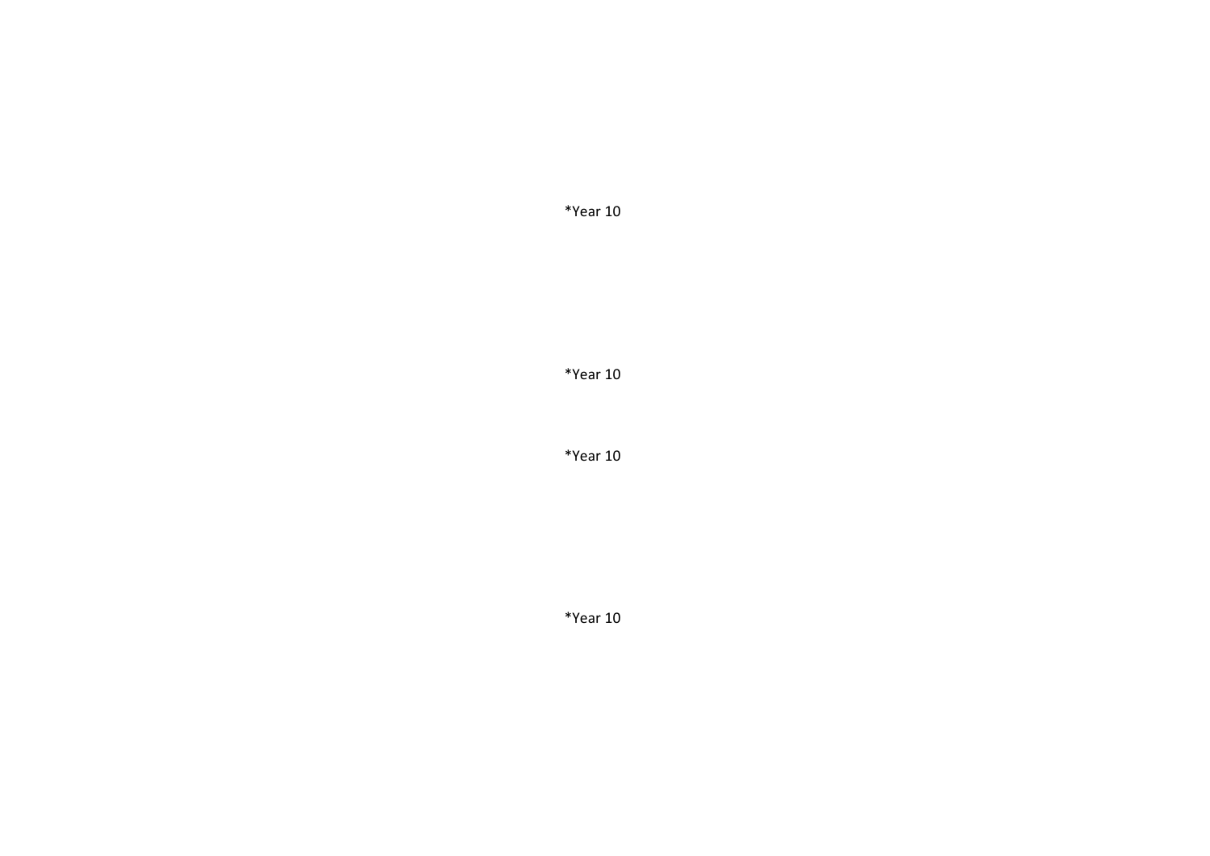*Year 10

*Year 10

*Year 10

*Year 10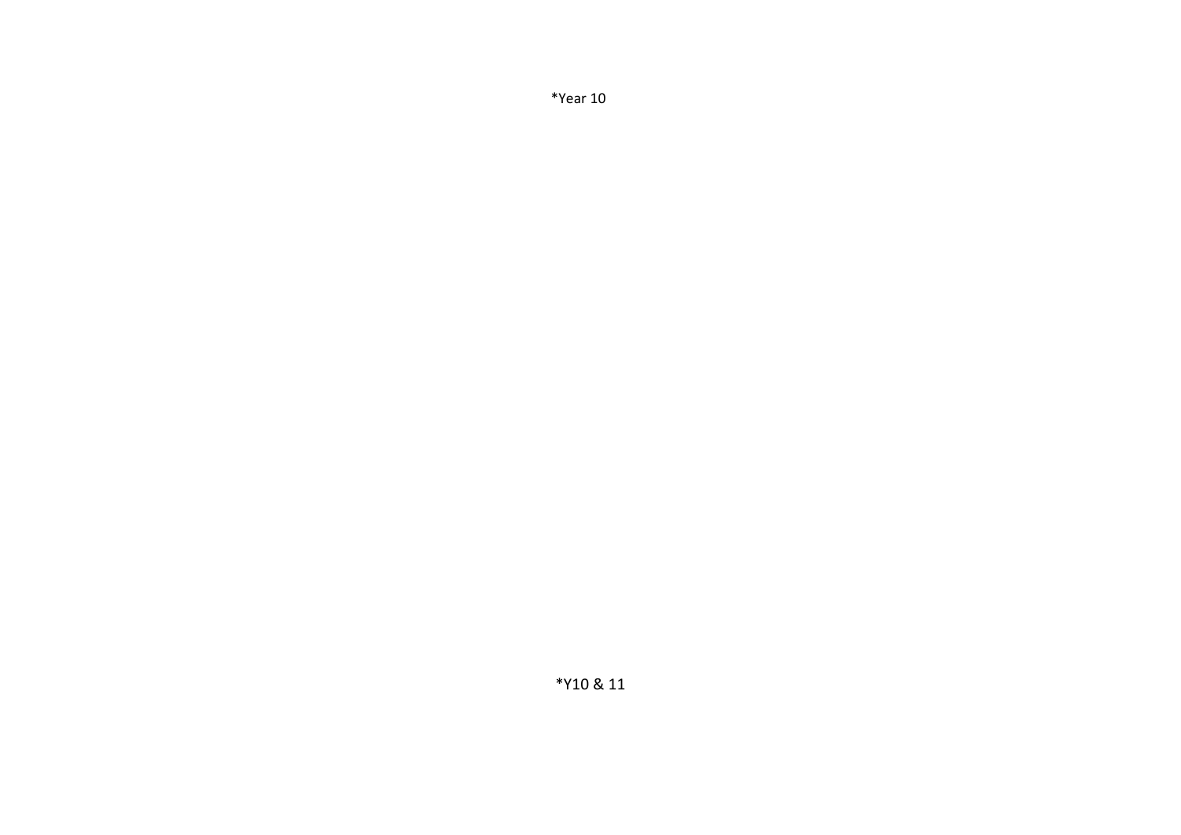*Year 10

*Y10 & 11